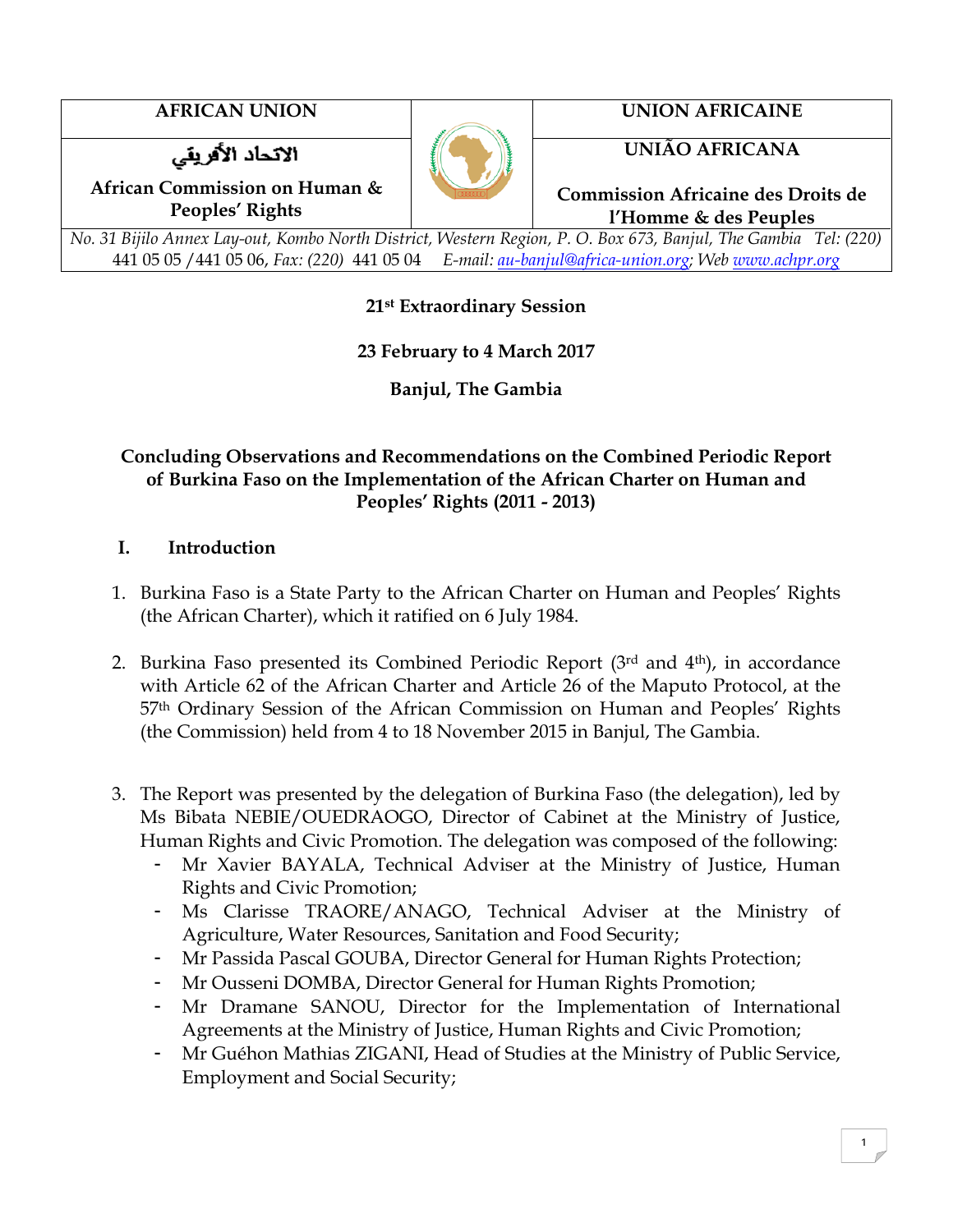| AFRICAN UNION | | UNION AFRICAINE |
| --- | --- | --- |
| الاتحاد الأفريقي<br><br>African Commission on Human & Peoples' Rights | | UNIÃO AFRICANA<br><br>Commission Africaine des Droits de l'Homme & des Peuples |

*No. 31 Bijilo Annex Lay-out, Kombo North District, Western Region, P. O. Box 673, Banjul, The Gambia Tel: (220)* 441 05 05 /441 05 06, *Fax: (220)* 441 05 04 *E-mail: au-banjul@africa-union.org; Web www.achpr.org*

**21st Extraordinary Session**

**23 February to 4 March 2017**

**Banjul, The Gambia**

**Concluding Observations and Recommendations on the Combined Periodic Report of Burkina Faso on the Implementation of the African Charter on Human and Peoples' Rights (2011 - 2013)**

## I. Introduction

1. Burkina Faso is a State Party to the African Charter on Human and Peoples' Rights (the African Charter), which it ratified on 6 July 1984.

2. Burkina Faso presented its Combined Periodic Report (3rd and 4th), in accordance with Article 62 of the African Charter and Article 26 of the Maputo Protocol, at the 57th Ordinary Session of the African Commission on Human and Peoples' Rights (the Commission) held from 4 to 18 November 2015 in Banjul, The Gambia.

3. The Report was presented by the delegation of Burkina Faso (the delegation), led by Ms Bibata NEBIE/OUEDRAOGO, Director of Cabinet at the Ministry of Justice, Human Rights and Civic Promotion. The delegation was composed of the following:
   - Mr Xavier BAYALA, Technical Adviser at the Ministry of Justice, Human Rights and Civic Promotion;
   - Ms Clarisse TRAORE/ANAGO, Technical Adviser at the Ministry of Agriculture, Water Resources, Sanitation and Food Security;
   - Mr Passida Pascal GOUBA, Director General for Human Rights Protection;
   - Mr Ousseni DOMBA, Director General for Human Rights Promotion;
   - Mr Dramane SANOU, Director for the Implementation of International Agreements at the Ministry of Justice, Human Rights and Civic Promotion;
   - Mr Guéhon Mathias ZIGANI, Head of Studies at the Ministry of Public Service, Employment and Social Security;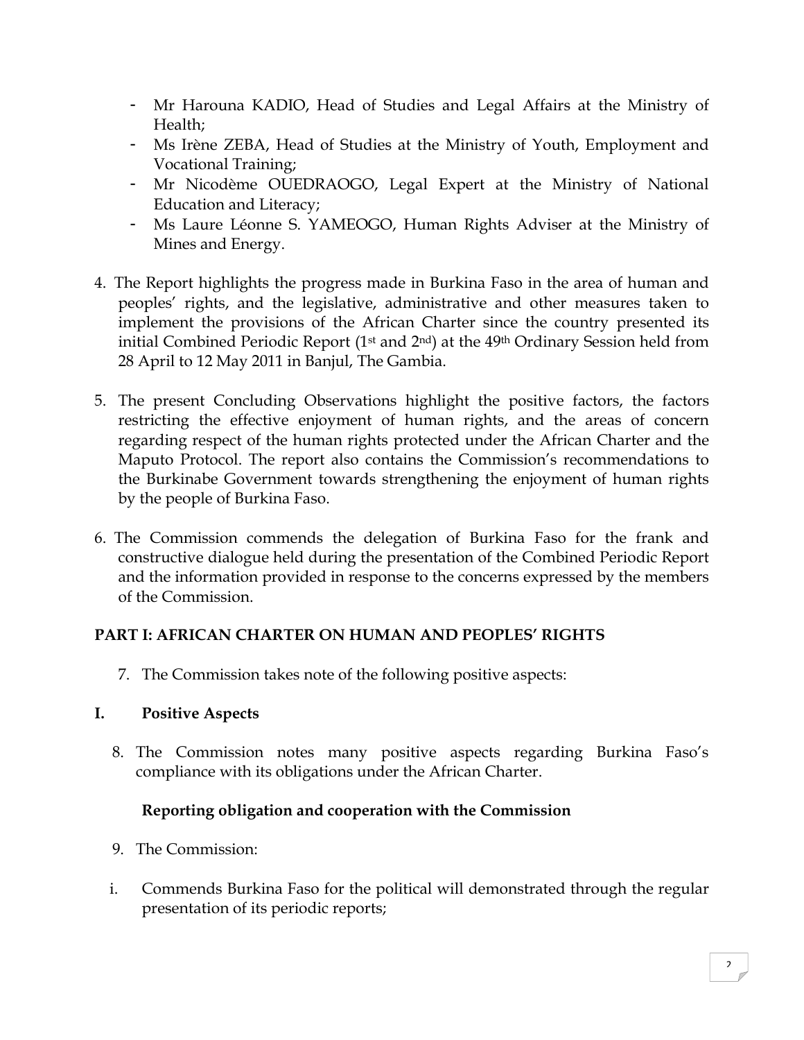- Mr Harouna KADIO, Head of Studies and Legal Affairs at the Ministry of Health;
- Ms Irène ZEBA, Head of Studies at the Ministry of Youth, Employment and Vocational Training;
- Mr Nicodème OUEDRAOGO, Legal Expert at the Ministry of National Education and Literacy;
- Ms Laure Léonne S. YAMEOGO, Human Rights Adviser at the Ministry of Mines and Energy.

4. The Report highlights the progress made in Burkina Faso in the area of human and peoples' rights, and the legislative, administrative and other measures taken to implement the provisions of the African Charter since the country presented its initial Combined Periodic Report (1st and 2nd) at the 49th Ordinary Session held from 28 April to 12 May 2011 in Banjul, The Gambia.

5. The present Concluding Observations highlight the positive factors, the factors restricting the effective enjoyment of human rights, and the areas of concern regarding respect of the human rights protected under the African Charter and the Maputo Protocol. The report also contains the Commission's recommendations to the Burkinabe Government towards strengthening the enjoyment of human rights by the people of Burkina Faso.

6. The Commission commends the delegation of Burkina Faso for the frank and constructive dialogue held during the presentation of the Combined Periodic Report and the information provided in response to the concerns expressed by the members of the Commission.

## PART I: AFRICAN CHARTER ON HUMAN AND PEOPLES' RIGHTS

7. The Commission takes note of the following positive aspects:

### I. Positive Aspects

8. The Commission notes many positive aspects regarding Burkina Faso's compliance with its obligations under the African Charter.

#### Reporting obligation and cooperation with the Commission

9. The Commission:

i. Commends Burkina Faso for the political will demonstrated through the regular presentation of its periodic reports;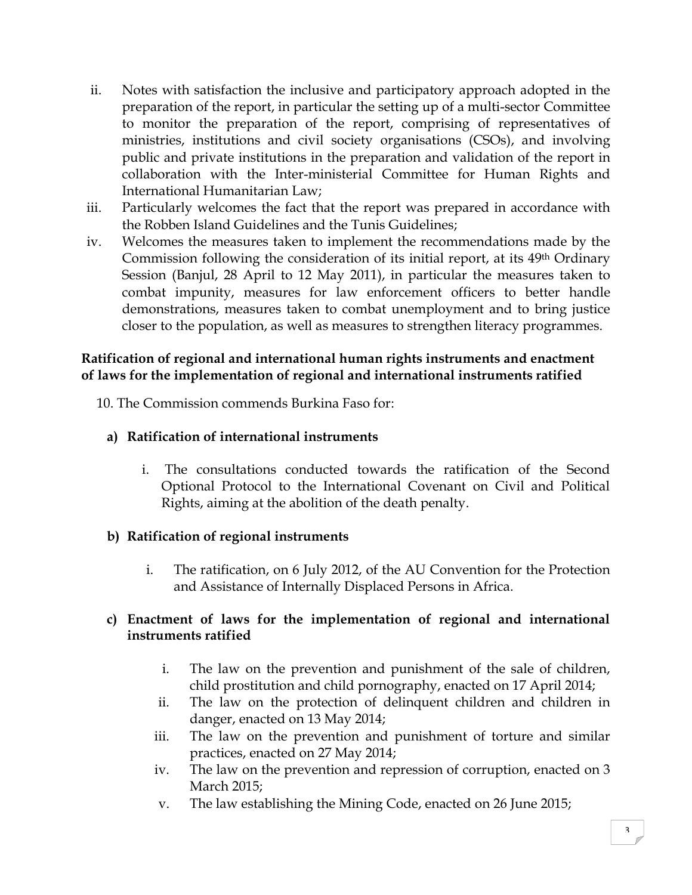ii. Notes with satisfaction the inclusive and participatory approach adopted in the preparation of the report, in particular the setting up of a multi-sector Committee to monitor the preparation of the report, comprising of representatives of ministries, institutions and civil society organisations (CSOs), and involving public and private institutions in the preparation and validation of the report in collaboration with the Inter-ministerial Committee for Human Rights and International Humanitarian Law;

iii. Particularly welcomes the fact that the report was prepared in accordance with the Robben Island Guidelines and the Tunis Guidelines;

iv. Welcomes the measures taken to implement the recommendations made by the Commission following the consideration of its initial report, at its 49th Ordinary Session (Banjul, 28 April to 12 May 2011), in particular the measures taken to combat impunity, measures for law enforcement officers to better handle demonstrations, measures taken to combat unemployment and to bring justice closer to the population, as well as measures to strengthen literacy programmes.

**Ratification of regional and international human rights instruments and enactment of laws for the implementation of regional and international instruments ratified**

10. The Commission commends Burkina Faso for:

**a) Ratification of international instruments**

i. The consultations conducted towards the ratification of the Second Optional Protocol to the International Covenant on Civil and Political Rights, aiming at the abolition of the death penalty.

**b) Ratification of regional instruments**

i. The ratification, on 6 July 2012, of the AU Convention for the Protection and Assistance of Internally Displaced Persons in Africa.

**c) Enactment of laws for the implementation of regional and international instruments ratified**

i. The law on the prevention and punishment of the sale of children, child prostitution and child pornography, enacted on 17 April 2014;

ii. The law on the protection of delinquent children and children in danger, enacted on 13 May 2014;

iii. The law on the prevention and punishment of torture and similar practices, enacted on 27 May 2014;

iv. The law on the prevention and repression of corruption, enacted on 3 March 2015;

v. The law establishing the Mining Code, enacted on 26 June 2015;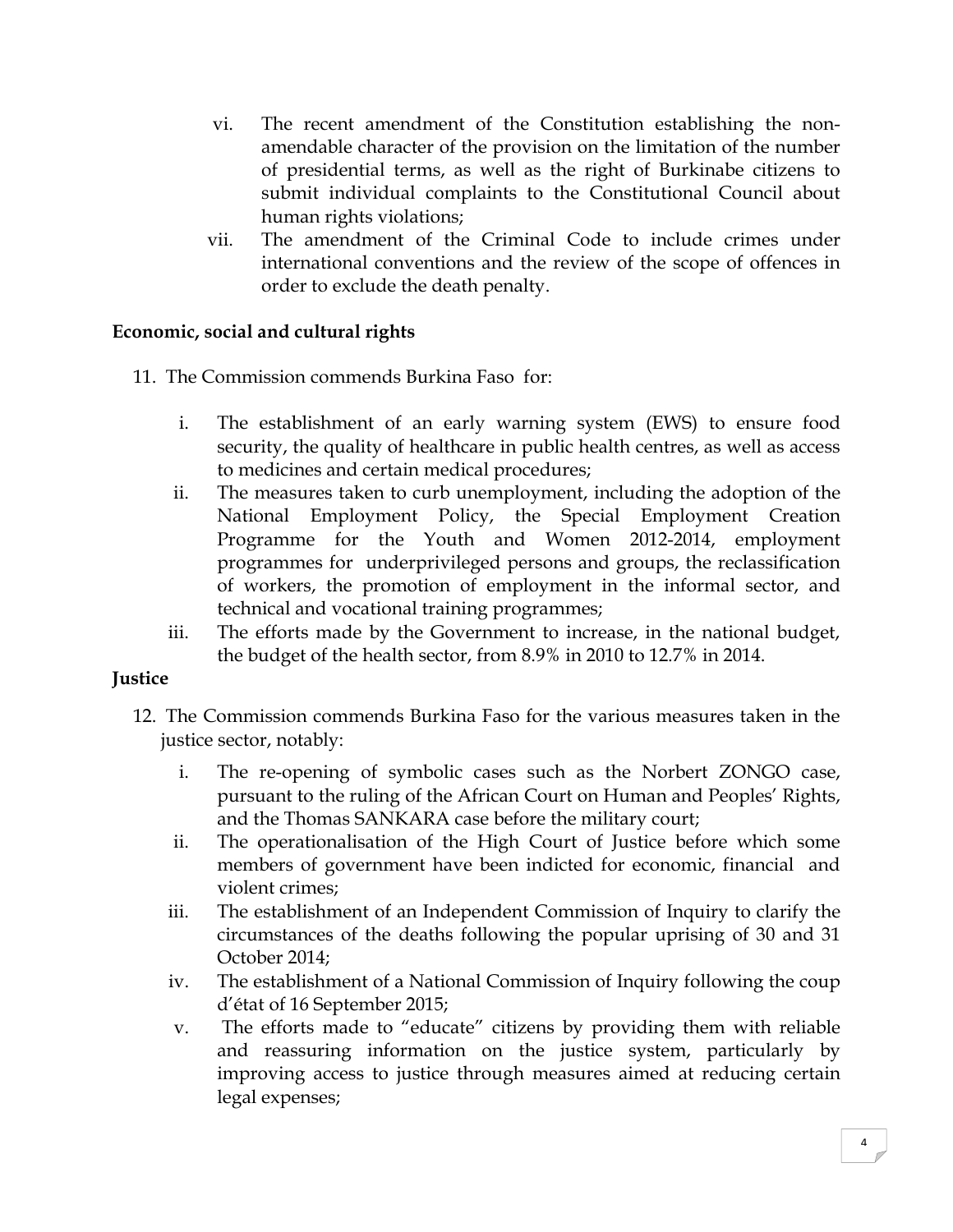vi. The recent amendment of the Constitution establishing the non-amendable character of the provision on the limitation of the number of presidential terms, as well as the right of Burkinabe citizens to submit individual complaints to the Constitutional Council about human rights violations;

vii. The amendment of the Criminal Code to include crimes under international conventions and the review of the scope of offences in order to exclude the death penalty.

**Economic, social and cultural rights**

11. The Commission commends Burkina Faso for:

    i. The establishment of an early warning system (EWS) to ensure food security, the quality of healthcare in public health centres, as well as access to medicines and certain medical procedures;

    ii. The measures taken to curb unemployment, including the adoption of the National Employment Policy, the Special Employment Creation Programme for the Youth and Women 2012-2014, employment programmes for underprivileged persons and groups, the reclassification of workers, the promotion of employment in the informal sector, and technical and vocational training programmes;

    iii. The efforts made by the Government to increase, in the national budget, the budget of the health sector, from 8.9% in 2010 to 12.7% in 2014.

**Justice**

12. The Commission commends Burkina Faso for the various measures taken in the justice sector, notably:

    i. The re-opening of symbolic cases such as the Norbert ZONGO case, pursuant to the ruling of the African Court on Human and Peoples' Rights, and the Thomas SANKARA case before the military court;

    ii. The operationalisation of the High Court of Justice before which some members of government have been indicted for economic, financial and violent crimes;

    iii. The establishment of an Independent Commission of Inquiry to clarify the circumstances of the deaths following the popular uprising of 30 and 31 October 2014;

    iv. The establishment of a National Commission of Inquiry following the coup d'état of 16 September 2015;

    v. The efforts made to "educate" citizens by providing them with reliable and reassuring information on the justice system, particularly by improving access to justice through measures aimed at reducing certain legal expenses;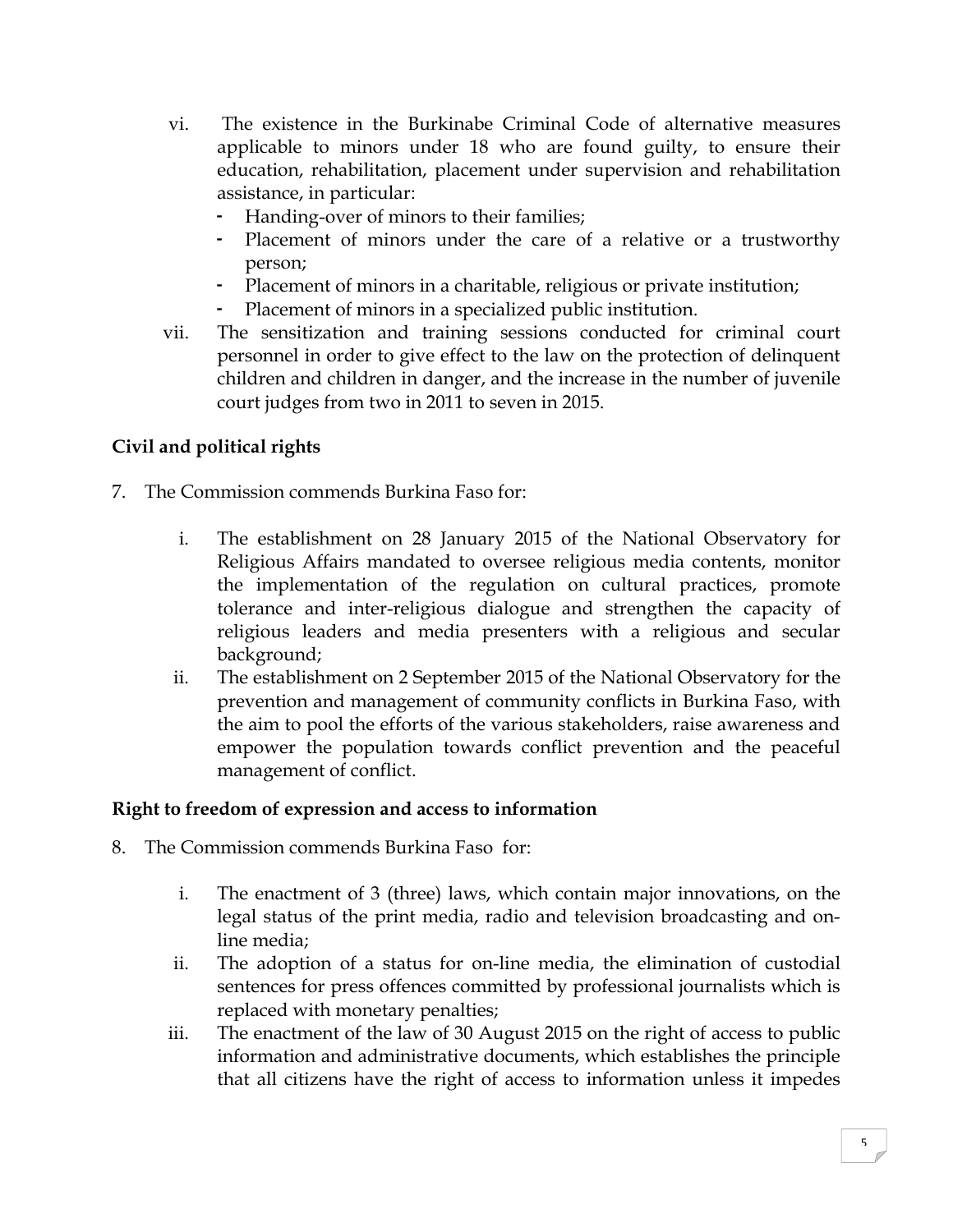vi. The existence in the Burkinabe Criminal Code of alternative measures applicable to minors under 18 who are found guilty, to ensure their education, rehabilitation, placement under supervision and rehabilitation assistance, in particular:
   - Handing-over of minors to their families;
   - Placement of minors under the care of a relative or a trustworthy person;
   - Placement of minors in a charitable, religious or private institution;
   - Placement of minors in a specialized public institution.

vii. The sensitization and training sessions conducted for criminal court personnel in order to give effect to the law on the protection of delinquent children and children in danger, and the increase in the number of juvenile court judges from two in 2011 to seven in 2015.

**Civil and political rights**

7. The Commission commends Burkina Faso for:

   i. The establishment on 28 January 2015 of the National Observatory for Religious Affairs mandated to oversee religious media contents, monitor the implementation of the regulation on cultural practices, promote tolerance and inter-religious dialogue and strengthen the capacity of religious leaders and media presenters with a religious and secular background;

   ii. The establishment on 2 September 2015 of the National Observatory for the prevention and management of community conflicts in Burkina Faso, with the aim to pool the efforts of the various stakeholders, raise awareness and empower the population towards conflict prevention and the peaceful management of conflict.

**Right to freedom of expression and access to information**

8. The Commission commends Burkina Faso for:

   i. The enactment of 3 (three) laws, which contain major innovations, on the legal status of the print media, radio and television broadcasting and on-line media;

   ii. The adoption of a status for on-line media, the elimination of custodial sentences for press offences committed by professional journalists which is replaced with monetary penalties;

   iii. The enactment of the law of 30 August 2015 on the right of access to public information and administrative documents, which establishes the principle that all citizens have the right of access to information unless it impedes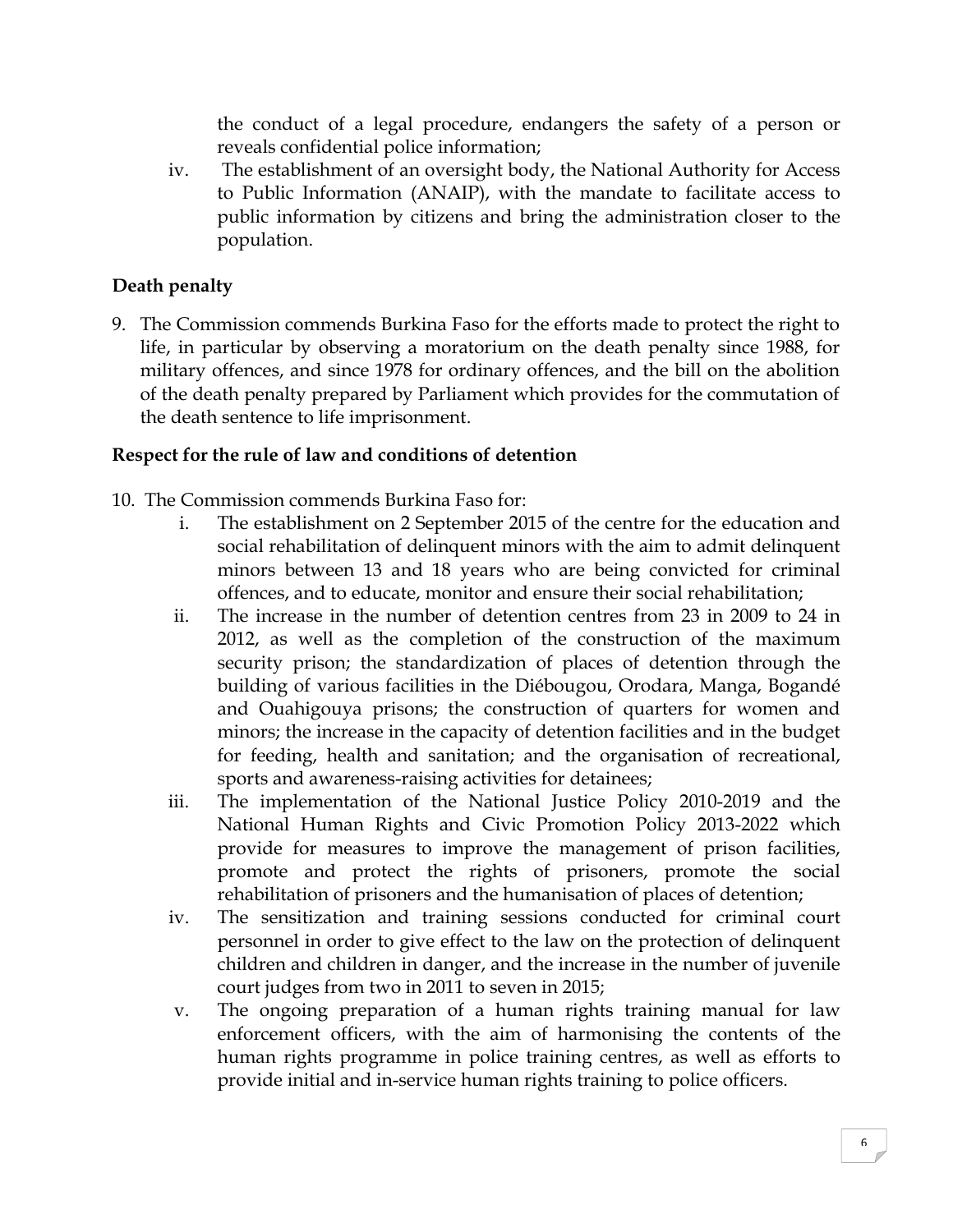the conduct of a legal procedure, endangers the safety of a person or reveals confidential police information;

iv. The establishment of an oversight body, the National Authority for Access to Public Information (ANAIP), with the mandate to facilitate access to public information by citizens and bring the administration closer to the population.

**Death penalty**

9. The Commission commends Burkina Faso for the efforts made to protect the right to life, in particular by observing a moratorium on the death penalty since 1988, for military offences, and since 1978 for ordinary offences, and the bill on the abolition of the death penalty prepared by Parliament which provides for the commutation of the death sentence to life imprisonment.

**Respect for the rule of law and conditions of detention**

10. The Commission commends Burkina Faso for:

   i. The establishment on 2 September 2015 of the centre for the education and social rehabilitation of delinquent minors with the aim to admit delinquent minors between 13 and 18 years who are being convicted for criminal offences, and to educate, monitor and ensure their social rehabilitation;

   ii. The increase in the number of detention centres from 23 in 2009 to 24 in 2012, as well as the completion of the construction of the maximum security prison; the standardization of places of detention through the building of various facilities in the Diébougou, Orodara, Manga, Bogandé and Ouahigouya prisons; the construction of quarters for women and minors; the increase in the capacity of detention facilities and in the budget for feeding, health and sanitation; and the organisation of recreational, sports and awareness-raising activities for detainees;

   iii. The implementation of the National Justice Policy 2010-2019 and the National Human Rights and Civic Promotion Policy 2013-2022 which provide for measures to improve the management of prison facilities, promote and protect the rights of prisoners, promote the social rehabilitation of prisoners and the humanisation of places of detention;

   iv. The sensitization and training sessions conducted for criminal court personnel in order to give effect to the law on the protection of delinquent children and children in danger, and the increase in the number of juvenile court judges from two in 2011 to seven in 2015;

   v. The ongoing preparation of a human rights training manual for law enforcement officers, with the aim of harmonising the contents of the human rights programme in police training centres, as well as efforts to provide initial and in-service human rights training to police officers.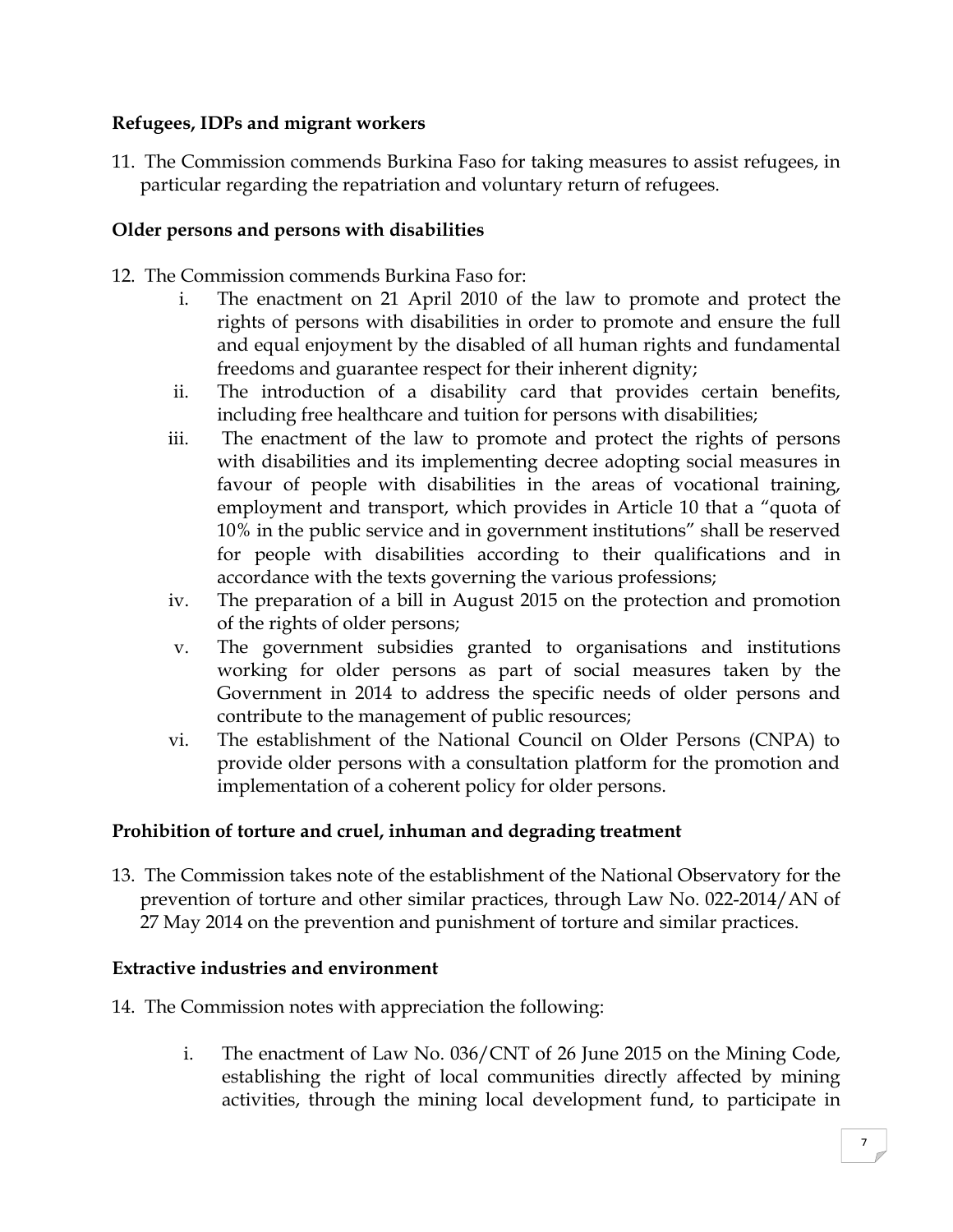**Refugees, IDPs and migrant workers**

11. The Commission commends Burkina Faso for taking measures to assist refugees, in particular regarding the repatriation and voluntary return of refugees.

**Older persons and persons with disabilities**

12. The Commission commends Burkina Faso for:
    i. The enactment on 21 April 2010 of the law to promote and protect the rights of persons with disabilities in order to promote and ensure the full and equal enjoyment by the disabled of all human rights and fundamental freedoms and guarantee respect for their inherent dignity;
    ii. The introduction of a disability card that provides certain benefits, including free healthcare and tuition for persons with disabilities;
    iii. The enactment of the law to promote and protect the rights of persons with disabilities and its implementing decree adopting social measures in favour of people with disabilities in the areas of vocational training, employment and transport, which provides in Article 10 that a "quota of 10% in the public service and in government institutions" shall be reserved for people with disabilities according to their qualifications and in accordance with the texts governing the various professions;
    iv. The preparation of a bill in August 2015 on the protection and promotion of the rights of older persons;
    v. The government subsidies granted to organisations and institutions working for older persons as part of social measures taken by the Government in 2014 to address the specific needs of older persons and contribute to the management of public resources;
    vi. The establishment of the National Council on Older Persons (CNPA) to provide older persons with a consultation platform for the promotion and implementation of a coherent policy for older persons.

**Prohibition of torture and cruel, inhuman and degrading treatment**

13. The Commission takes note of the establishment of the National Observatory for the prevention of torture and other similar practices, through Law No. 022-2014/AN of 27 May 2014 on the prevention and punishment of torture and similar practices.

**Extractive industries and environment**

14. The Commission notes with appreciation the following:
    i. The enactment of Law No. 036/CNT of 26 June 2015 on the Mining Code, establishing the right of local communities directly affected by mining activities, through the mining local development fund, to participate in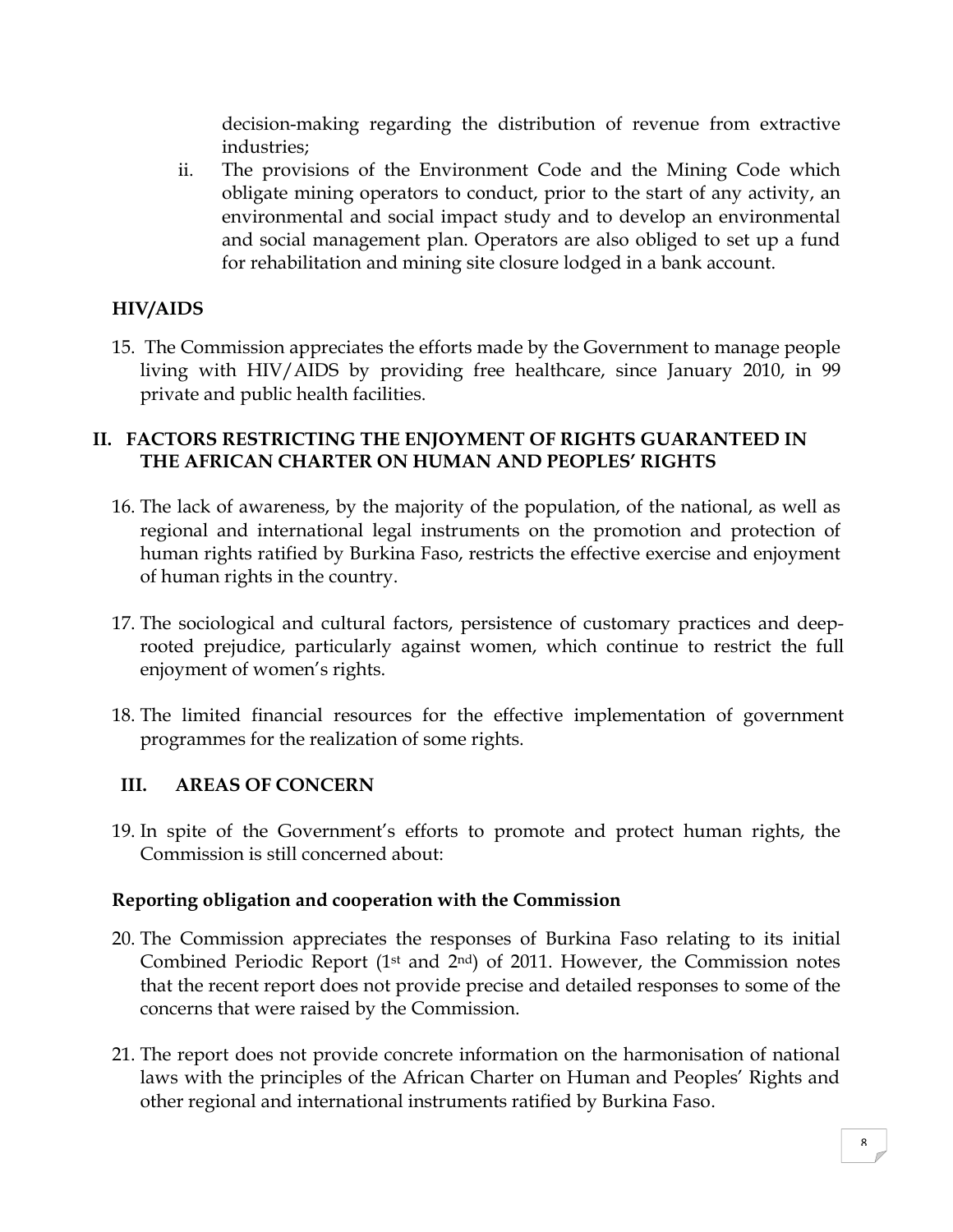decision-making regarding the distribution of revenue from extractive industries;

ii. The provisions of the Environment Code and the Mining Code which obligate mining operators to conduct, prior to the start of any activity, an environmental and social impact study and to develop an environmental and social management plan. Operators are also obliged to set up a fund for rehabilitation and mining site closure lodged in a bank account.

### HIV/AIDS

15. The Commission appreciates the efforts made by the Government to manage people living with HIV/AIDS by providing free healthcare, since January 2010, in 99 private and public health facilities.

## II. FACTORS RESTRICTING THE ENJOYMENT OF RIGHTS GUARANTEED IN THE AFRICAN CHARTER ON HUMAN AND PEOPLES' RIGHTS

16. The lack of awareness, by the majority of the population, of the national, as well as regional and international legal instruments on the promotion and protection of human rights ratified by Burkina Faso, restricts the effective exercise and enjoyment of human rights in the country.

17. The sociological and cultural factors, persistence of customary practices and deep-rooted prejudice, particularly against women, which continue to restrict the full enjoyment of women's rights.

18. The limited financial resources for the effective implementation of government programmes for the realization of some rights.

## III. AREAS OF CONCERN

19. In spite of the Government's efforts to promote and protect human rights, the Commission is still concerned about:

### Reporting obligation and cooperation with the Commission

20. The Commission appreciates the responses of Burkina Faso relating to its initial Combined Periodic Report (1st and 2nd) of 2011. However, the Commission notes that the recent report does not provide precise and detailed responses to some of the concerns that were raised by the Commission.

21. The report does not provide concrete information on the harmonisation of national laws with the principles of the African Charter on Human and Peoples' Rights and other regional and international instruments ratified by Burkina Faso.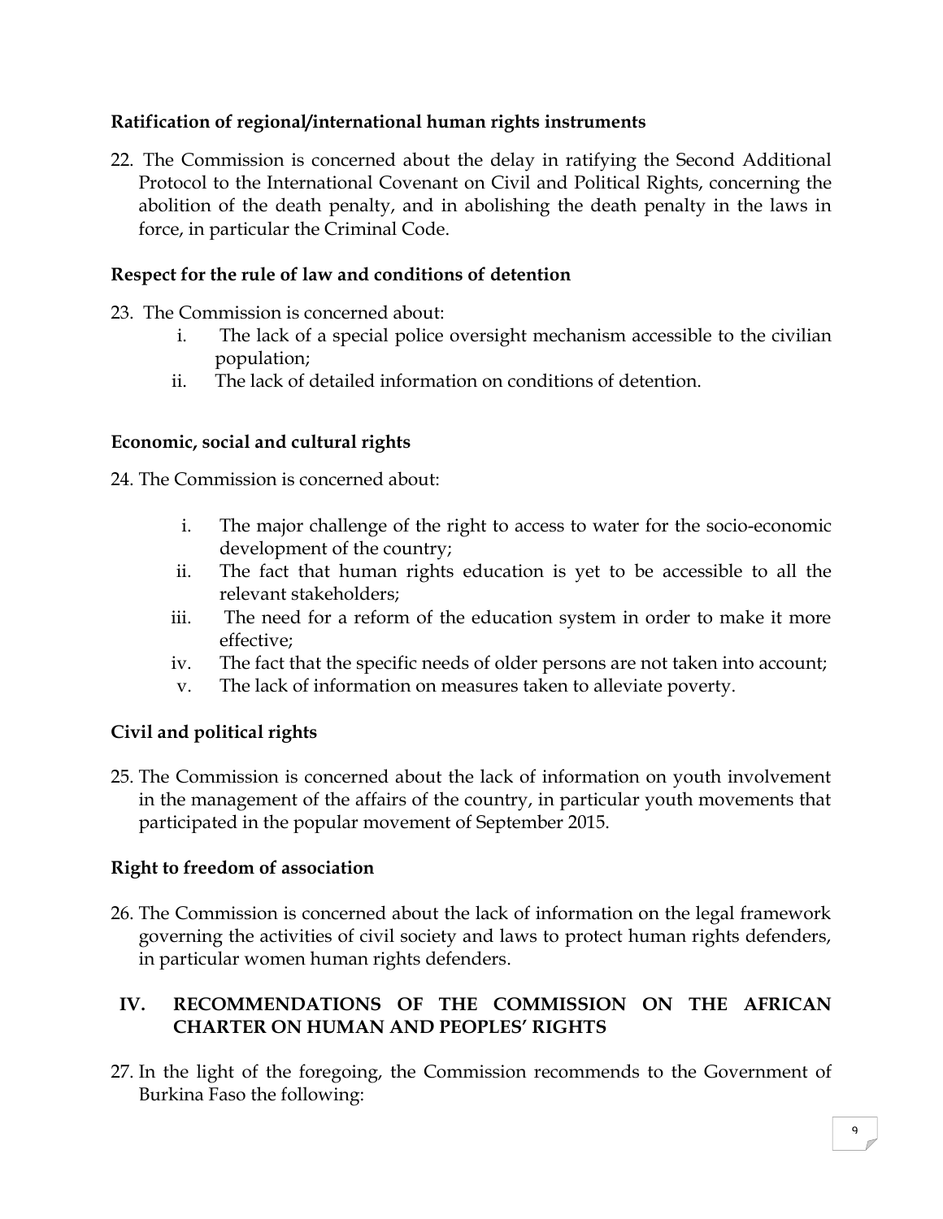**Ratification of regional/international human rights instruments**

22. The Commission is concerned about the delay in ratifying the Second Additional Protocol to the International Covenant on Civil and Political Rights, concerning the abolition of the death penalty, and in abolishing the death penalty in the laws in force, in particular the Criminal Code.

**Respect for the rule of law and conditions of detention**

23. The Commission is concerned about:
    i. The lack of a special police oversight mechanism accessible to the civilian population;
    ii. The lack of detailed information on conditions of detention.

**Economic, social and cultural rights**

24. The Commission is concerned about:
    i. The major challenge of the right to access to water for the socio-economic development of the country;
    ii. The fact that human rights education is yet to be accessible to all the relevant stakeholders;
    iii. The need for a reform of the education system in order to make it more effective;
    iv. The fact that the specific needs of older persons are not taken into account;
    v. The lack of information on measures taken to alleviate poverty.

**Civil and political rights**

25. The Commission is concerned about the lack of information on youth involvement in the management of the affairs of the country, in particular youth movements that participated in the popular movement of September 2015.

**Right to freedom of association**

26. The Commission is concerned about the lack of information on the legal framework governing the activities of civil society and laws to protect human rights defenders, in particular women human rights defenders.

## IV. RECOMMENDATIONS OF THE COMMISSION ON THE AFRICAN CHARTER ON HUMAN AND PEOPLES' RIGHTS

27. In the light of the foregoing, the Commission recommends to the Government of Burkina Faso the following: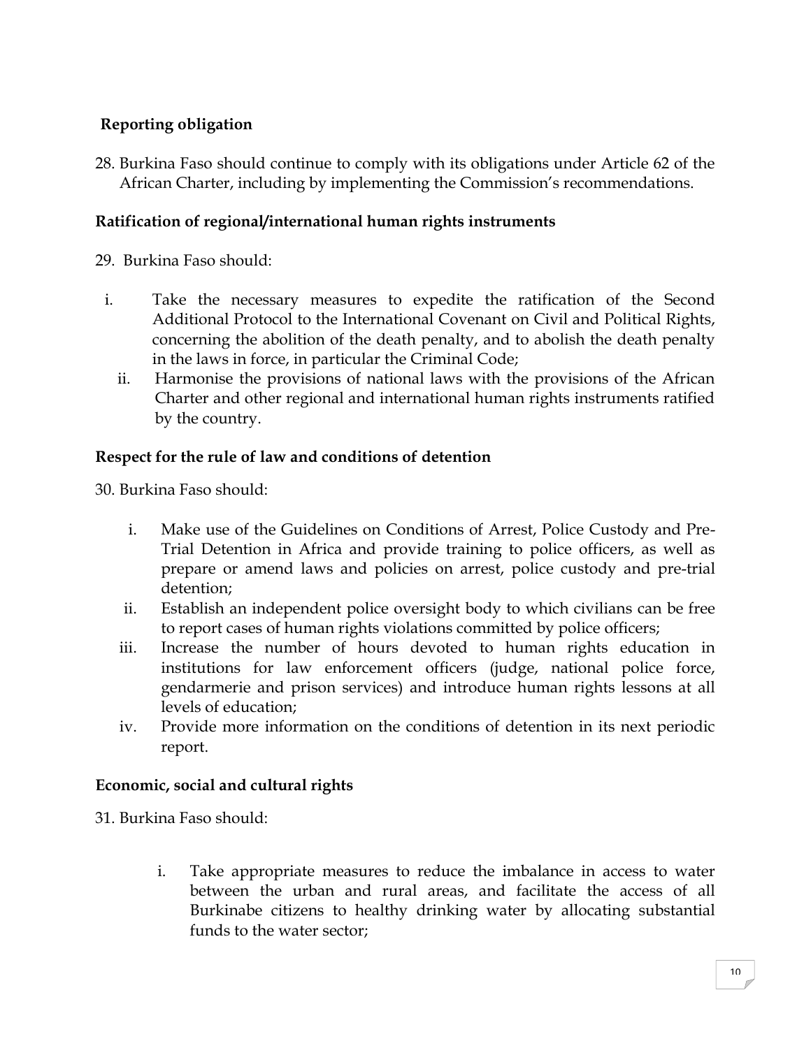**Reporting obligation**

28. Burkina Faso should continue to comply with its obligations under Article 62 of the African Charter, including by implementing the Commission's recommendations.

**Ratification of regional/international human rights instruments**

29. Burkina Faso should:

i. Take the necessary measures to expedite the ratification of the Second Additional Protocol to the International Covenant on Civil and Political Rights, concerning the abolition of the death penalty, and to abolish the death penalty in the laws in force, in particular the Criminal Code;
ii. Harmonise the provisions of national laws with the provisions of the African Charter and other regional and international human rights instruments ratified by the country.

**Respect for the rule of law and conditions of detention**

30. Burkina Faso should:

i. Make use of the Guidelines on Conditions of Arrest, Police Custody and Pre-Trial Detention in Africa and provide training to police officers, as well as prepare or amend laws and policies on arrest, police custody and pre-trial detention;
ii. Establish an independent police oversight body to which civilians can be free to report cases of human rights violations committed by police officers;
iii. Increase the number of hours devoted to human rights education in institutions for law enforcement officers (judge, national police force, gendarmerie and prison services) and introduce human rights lessons at all levels of education;
iv. Provide more information on the conditions of detention in its next periodic report.

**Economic, social and cultural rights**

31. Burkina Faso should:

i. Take appropriate measures to reduce the imbalance in access to water between the urban and rural areas, and facilitate the access of all Burkinabe citizens to healthy drinking water by allocating substantial funds to the water sector;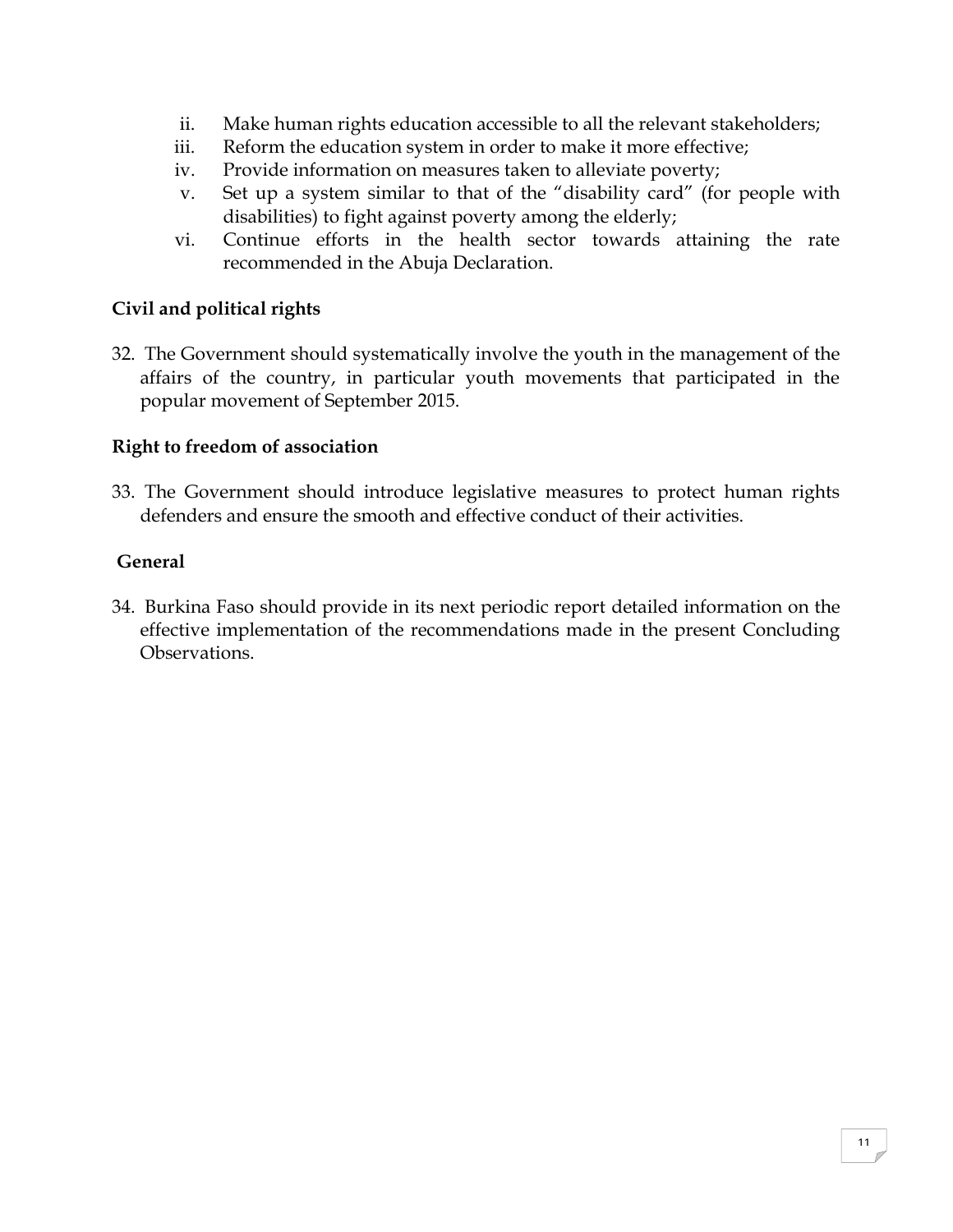ii. Make human rights education accessible to all the relevant stakeholders;
iii. Reform the education system in order to make it more effective;
iv. Provide information on measures taken to alleviate poverty;
v. Set up a system similar to that of the "disability card" (for people with disabilities) to fight against poverty among the elderly;
vi. Continue efforts in the health sector towards attaining the rate recommended in the Abuja Declaration.

**Civil and political rights**

32. The Government should systematically involve the youth in the management of the affairs of the country, in particular youth movements that participated in the popular movement of September 2015.

**Right to freedom of association**

33. The Government should introduce legislative measures to protect human rights defenders and ensure the smooth and effective conduct of their activities.

**General**

34. Burkina Faso should provide in its next periodic report detailed information on the effective implementation of the recommendations made in the present Concluding Observations.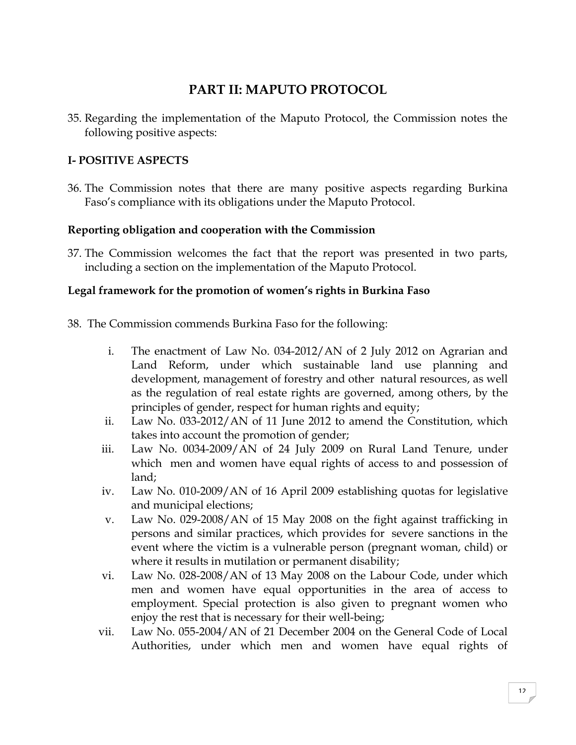# PART II: MAPUTO PROTOCOL

35. Regarding the implementation of the Maputo Protocol, the Commission notes the following positive aspects:

## I- POSITIVE ASPECTS

36. The Commission notes that there are many positive aspects regarding Burkina Faso's compliance with its obligations under the Maputo Protocol.

### Reporting obligation and cooperation with the Commission

37. The Commission welcomes the fact that the report was presented in two parts, including a section on the implementation of the Maputo Protocol.

### Legal framework for the promotion of women's rights in Burkina Faso

38. The Commission commends Burkina Faso for the following:

   i. The enactment of Law No. 034-2012/AN of 2 July 2012 on Agrarian and Land Reform, under which sustainable land use planning and development, management of forestry and other natural resources, as well as the regulation of real estate rights are governed, among others, by the principles of gender, respect for human rights and equity;

   ii. Law No. 033-2012/AN of 11 June 2012 to amend the Constitution, which takes into account the promotion of gender;

   iii. Law No. 0034-2009/AN of 24 July 2009 on Rural Land Tenure, under which men and women have equal rights of access to and possession of land;

   iv. Law No. 010-2009/AN of 16 April 2009 establishing quotas for legislative and municipal elections;

   v. Law No. 029-2008/AN of 15 May 2008 on the fight against trafficking in persons and similar practices, which provides for severe sanctions in the event where the victim is a vulnerable person (pregnant woman, child) or where it results in mutilation or permanent disability;

   vi. Law No. 028-2008/AN of 13 May 2008 on the Labour Code, under which men and women have equal opportunities in the area of access to employment. Special protection is also given to pregnant women who enjoy the rest that is necessary for their well-being;

   vii. Law No. 055-2004/AN of 21 December 2004 on the General Code of Local Authorities, under which men and women have equal rights of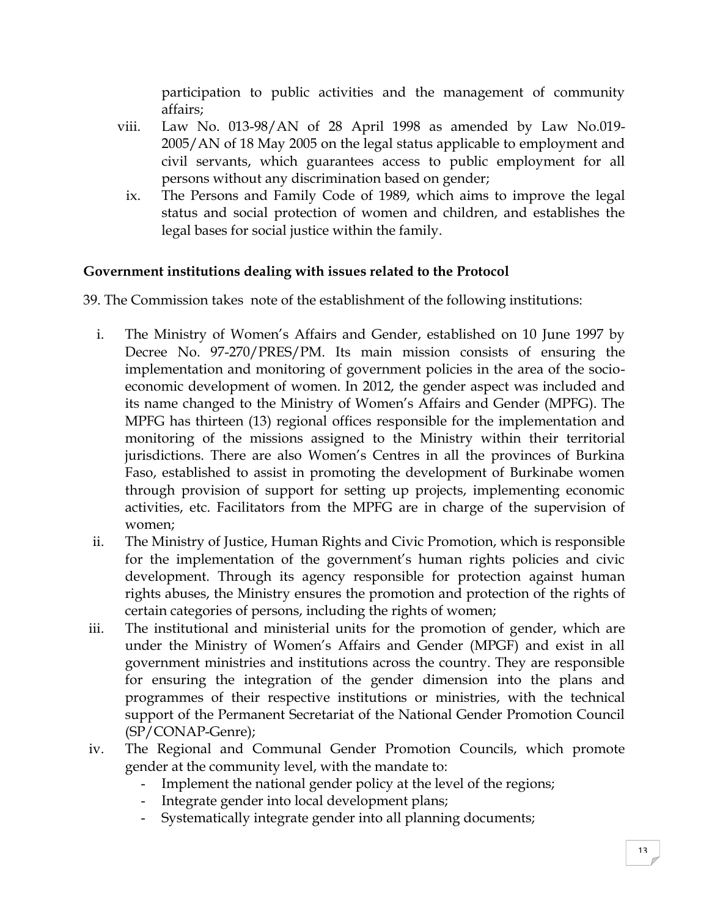participation to public activities and the management of community affairs;

viii. Law No. 013-98/AN of 28 April 1998 as amended by Law No.019-2005/AN of 18 May 2005 on the legal status applicable to employment and civil servants, which guarantees access to public employment for all persons without any discrimination based on gender;

ix. The Persons and Family Code of 1989, which aims to improve the legal status and social protection of women and children, and establishes the legal bases for social justice within the family.

**Government institutions dealing with issues related to the Protocol**

39. The Commission takes note of the establishment of the following institutions:

i. The Ministry of Women's Affairs and Gender, established on 10 June 1997 by Decree No. 97-270/PRES/PM. Its main mission consists of ensuring the implementation and monitoring of government policies in the area of the socio-economic development of women. In 2012, the gender aspect was included and its name changed to the Ministry of Women's Affairs and Gender (MPFG). The MPFG has thirteen (13) regional offices responsible for the implementation and monitoring of the missions assigned to the Ministry within their territorial jurisdictions. There are also Women's Centres in all the provinces of Burkina Faso, established to assist in promoting the development of Burkinabe women through provision of support for setting up projects, implementing economic activities, etc. Facilitators from the MPFG are in charge of the supervision of women;

ii. The Ministry of Justice, Human Rights and Civic Promotion, which is responsible for the implementation of the government's human rights policies and civic development. Through its agency responsible for protection against human rights abuses, the Ministry ensures the promotion and protection of the rights of certain categories of persons, including the rights of women;

iii. The institutional and ministerial units for the promotion of gender, which are under the Ministry of Women's Affairs and Gender (MPGF) and exist in all government ministries and institutions across the country. They are responsible for ensuring the integration of the gender dimension into the plans and programmes of their respective institutions or ministries, with the technical support of the Permanent Secretariat of the National Gender Promotion Council (SP/CONAP-Genre);

iv. The Regional and Communal Gender Promotion Councils, which promote gender at the community level, with the mandate to:
   - Implement the national gender policy at the level of the regions;
   - Integrate gender into local development plans;
   - Systematically integrate gender into all planning documents;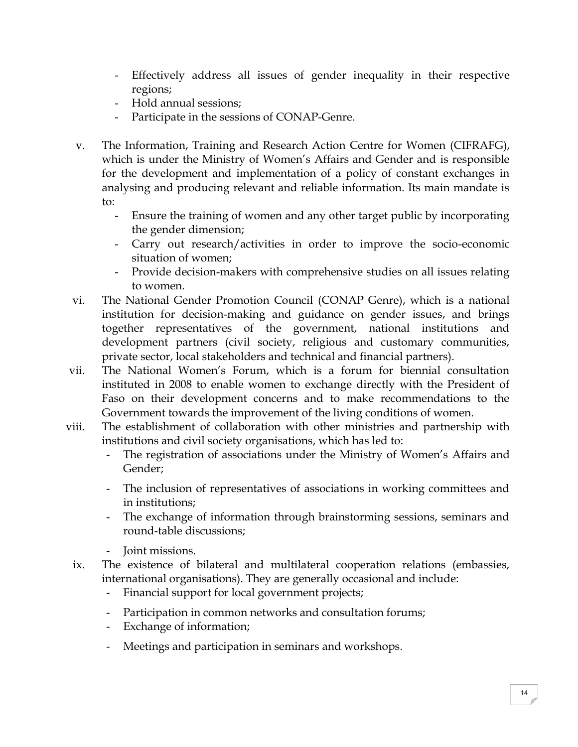- Effectively address all issues of gender inequality in their respective regions;
- Hold annual sessions;
- Participate in the sessions of CONAP-Genre.

v. The Information, Training and Research Action Centre for Women (CIFRAFG), which is under the Ministry of Women's Affairs and Gender and is responsible for the development and implementation of a policy of constant exchanges in analysing and producing relevant and reliable information. Its main mandate is to:
   - Ensure the training of women and any other target public by incorporating the gender dimension;
   - Carry out research/activities in order to improve the socio-economic situation of women;
   - Provide decision-makers with comprehensive studies on all issues relating to women.

vi. The National Gender Promotion Council (CONAP Genre), which is a national institution for decision-making and guidance on gender issues, and brings together representatives of the government, national institutions and development partners (civil society, religious and customary communities, private sector, local stakeholders and technical and financial partners).

vii. The National Women's Forum, which is a forum for biennial consultation instituted in 2008 to enable women to exchange directly with the President of Faso on their development concerns and to make recommendations to the Government towards the improvement of the living conditions of women.

viii. The establishment of collaboration with other ministries and partnership with institutions and civil society organisations, which has led to:
   - The registration of associations under the Ministry of Women's Affairs and Gender;
   - The inclusion of representatives of associations in working committees and in institutions;
   - The exchange of information through brainstorming sessions, seminars and round-table discussions;
   - Joint missions.

ix. The existence of bilateral and multilateral cooperation relations (embassies, international organisations). They are generally occasional and include:
   - Financial support for local government projects;
   - Participation in common networks and consultation forums;
   - Exchange of information;
   - Meetings and participation in seminars and workshops.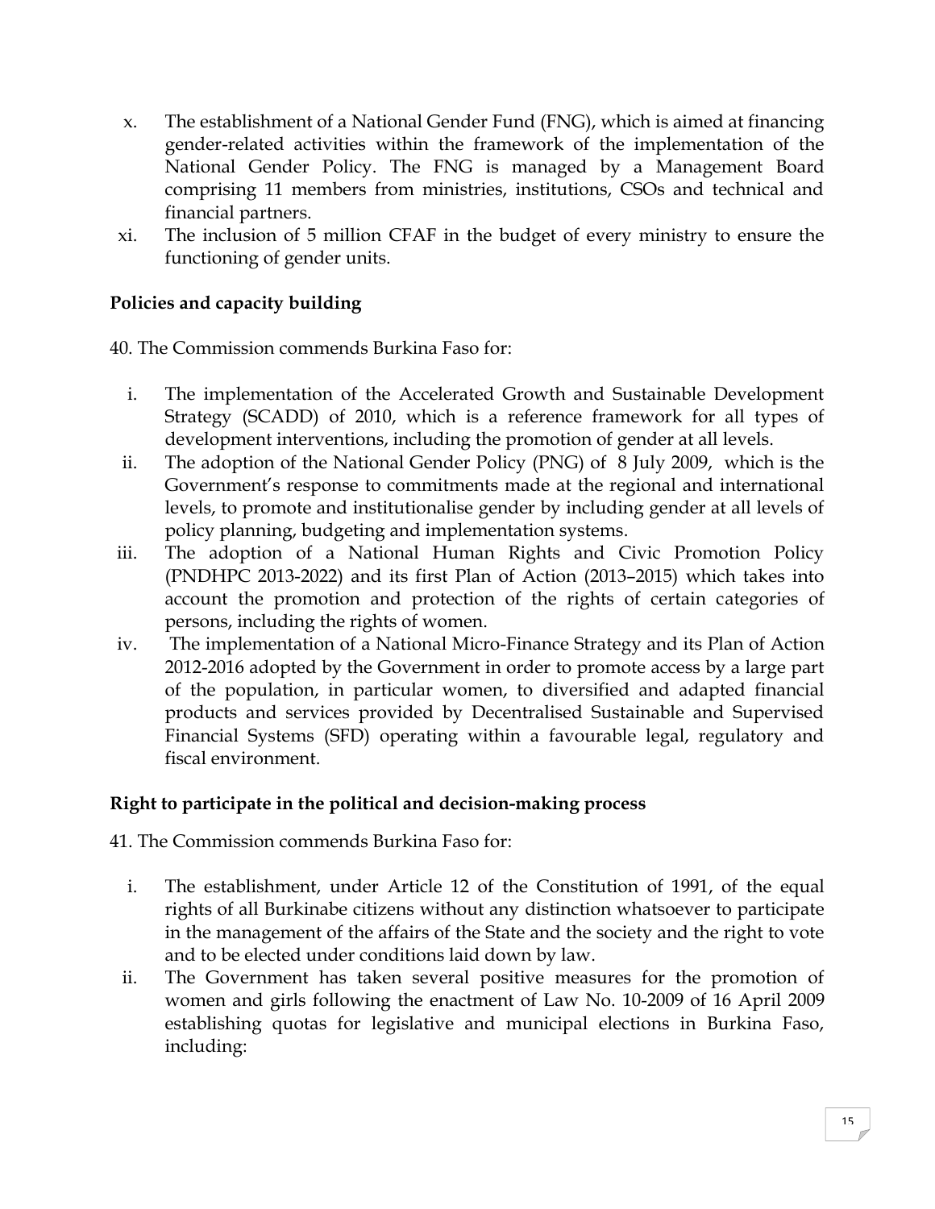x. The establishment of a National Gender Fund (FNG), which is aimed at financing gender-related activities within the framework of the implementation of the National Gender Policy. The FNG is managed by a Management Board comprising 11 members from ministries, institutions, CSOs and technical and financial partners.
xi. The inclusion of 5 million CFAF in the budget of every ministry to ensure the functioning of gender units.

**Policies and capacity building**

40. The Commission commends Burkina Faso for:

i. The implementation of the Accelerated Growth and Sustainable Development Strategy (SCADD) of 2010, which is a reference framework for all types of development interventions, including the promotion of gender at all levels.
ii. The adoption of the National Gender Policy (PNG) of 8 July 2009, which is the Government's response to commitments made at the regional and international levels, to promote and institutionalise gender by including gender at all levels of policy planning, budgeting and implementation systems.
iii. The adoption of a National Human Rights and Civic Promotion Policy (PNDHPC 2013-2022) and its first Plan of Action (2013–2015) which takes into account the promotion and protection of the rights of certain categories of persons, including the rights of women.
iv. The implementation of a National Micro-Finance Strategy and its Plan of Action 2012-2016 adopted by the Government in order to promote access by a large part of the population, in particular women, to diversified and adapted financial products and services provided by Decentralised Sustainable and Supervised Financial Systems (SFD) operating within a favourable legal, regulatory and fiscal environment.

**Right to participate in the political and decision-making process**

41. The Commission commends Burkina Faso for:

i. The establishment, under Article 12 of the Constitution of 1991, of the equal rights of all Burkinabe citizens without any distinction whatsoever to participate in the management of the affairs of the State and the society and the right to vote and to be elected under conditions laid down by law.
ii. The Government has taken several positive measures for the promotion of women and girls following the enactment of Law No. 10-2009 of 16 April 2009 establishing quotas for legislative and municipal elections in Burkina Faso, including: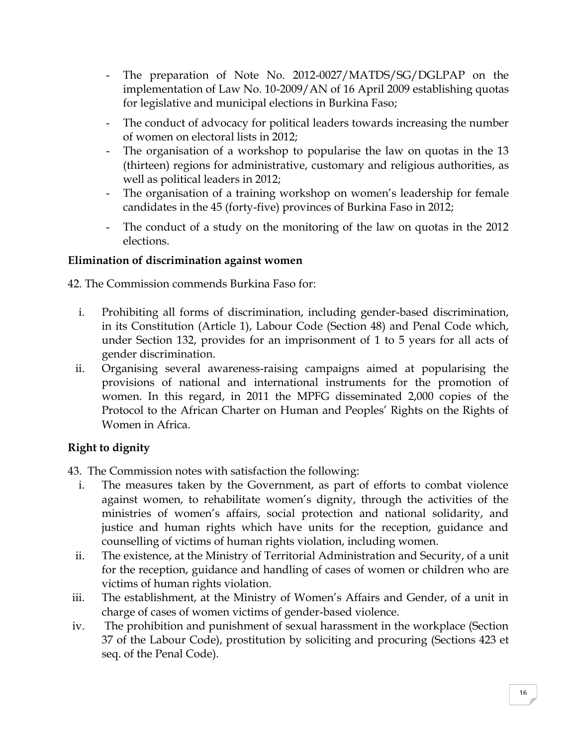- The preparation of Note No. 2012-0027/MATDS/SG/DGLPAP on the implementation of Law No. 10-2009/AN of 16 April 2009 establishing quotas for legislative and municipal elections in Burkina Faso;
- The conduct of advocacy for political leaders towards increasing the number of women on electoral lists in 2012;
- The organisation of a workshop to popularise the law on quotas in the 13 (thirteen) regions for administrative, customary and religious authorities, as well as political leaders in 2012;
- The organisation of a training workshop on women's leadership for female candidates in the 45 (forty-five) provinces of Burkina Faso in 2012;
- The conduct of a study on the monitoring of the law on quotas in the 2012 elections.

**Elimination of discrimination against women**

42. The Commission commends Burkina Faso for:

i. Prohibiting all forms of discrimination, including gender-based discrimination, in its Constitution (Article 1), Labour Code (Section 48) and Penal Code which, under Section 132, provides for an imprisonment of 1 to 5 years for all acts of gender discrimination.
ii. Organising several awareness-raising campaigns aimed at popularising the provisions of national and international instruments for the promotion of women. In this regard, in 2011 the MPFG disseminated 2,000 copies of the Protocol to the African Charter on Human and Peoples' Rights on the Rights of Women in Africa.

**Right to dignity**

43. The Commission notes with satisfaction the following:

i. The measures taken by the Government, as part of efforts to combat violence against women, to rehabilitate women's dignity, through the activities of the ministries of women's affairs, social protection and national solidarity, and justice and human rights which have units for the reception, guidance and counselling of victims of human rights violation, including women.
ii. The existence, at the Ministry of Territorial Administration and Security, of a unit for the reception, guidance and handling of cases of women or children who are victims of human rights violation.
iii. The establishment, at the Ministry of Women's Affairs and Gender, of a unit in charge of cases of women victims of gender-based violence.
iv. The prohibition and punishment of sexual harassment in the workplace (Section 37 of the Labour Code), prostitution by soliciting and procuring (Sections 423 et seq. of the Penal Code).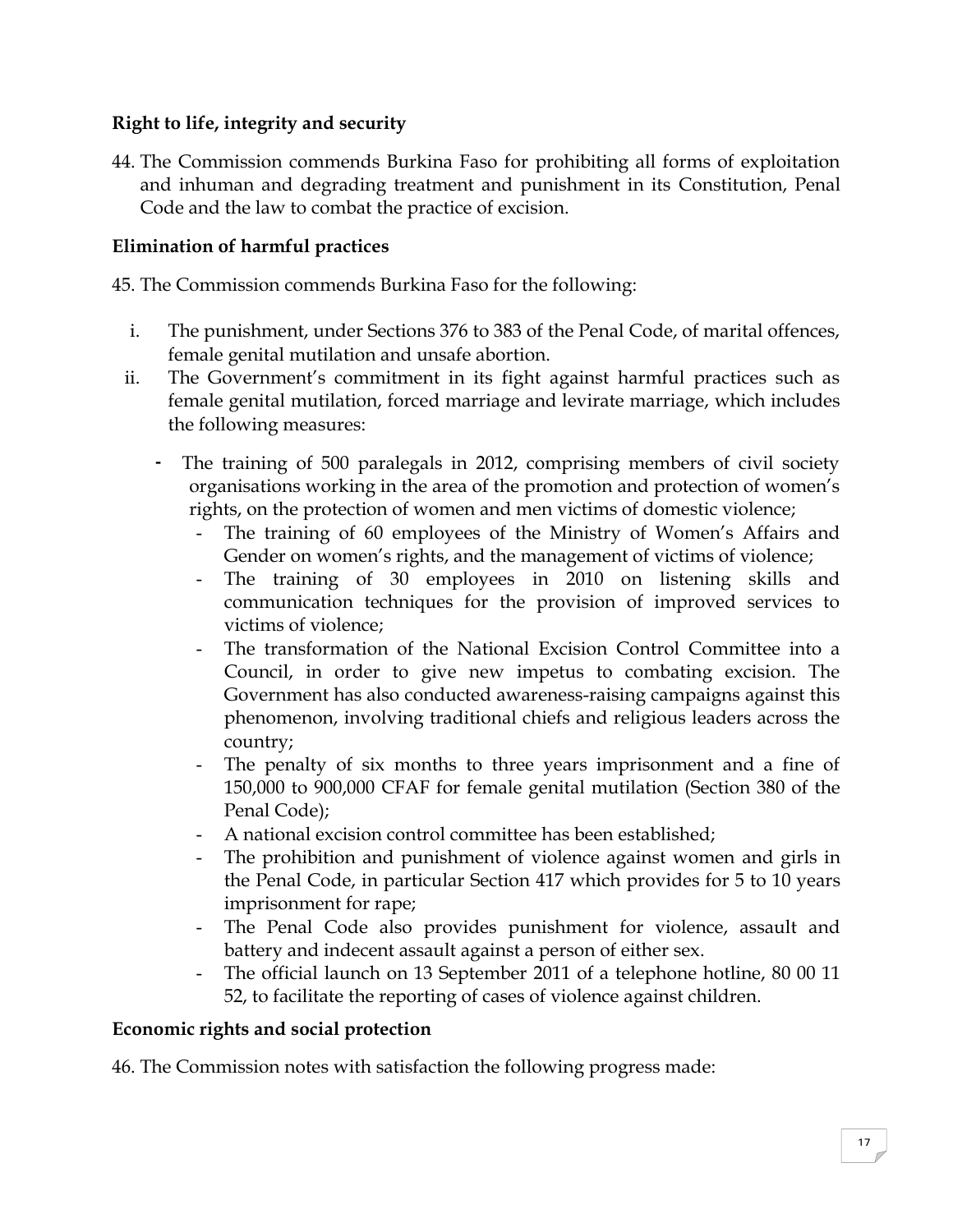**Right to life, integrity and security**

44. The Commission commends Burkina Faso for prohibiting all forms of exploitation and inhuman and degrading treatment and punishment in its Constitution, Penal Code and the law to combat the practice of excision.

**Elimination of harmful practices**

45. The Commission commends Burkina Faso for the following:

i. The punishment, under Sections 376 to 383 of the Penal Code, of marital offences, female genital mutilation and unsafe abortion.
ii. The Government's commitment in its fight against harmful practices such as female genital mutilation, forced marriage and levirate marriage, which includes the following measures:
    - The training of 500 paralegals in 2012, comprising members of civil society organisations working in the area of the promotion and protection of women's rights, on the protection of women and men victims of domestic violence;
    - The training of 60 employees of the Ministry of Women's Affairs and Gender on women's rights, and the management of victims of violence;
    - The training of 30 employees in 2010 on listening skills and communication techniques for the provision of improved services to victims of violence;
    - The transformation of the National Excision Control Committee into a Council, in order to give new impetus to combating excision. The Government has also conducted awareness-raising campaigns against this phenomenon, involving traditional chiefs and religious leaders across the country;
    - The penalty of six months to three years imprisonment and a fine of 150,000 to 900,000 CFAF for female genital mutilation (Section 380 of the Penal Code);
    - A national excision control committee has been established;
    - The prohibition and punishment of violence against women and girls in the Penal Code, in particular Section 417 which provides for 5 to 10 years imprisonment for rape;
    - The Penal Code also provides punishment for violence, assault and battery and indecent assault against a person of either sex.
    - The official launch on 13 September 2011 of a telephone hotline, 80 00 11 52, to facilitate the reporting of cases of violence against children.

**Economic rights and social protection**

46. The Commission notes with satisfaction the following progress made: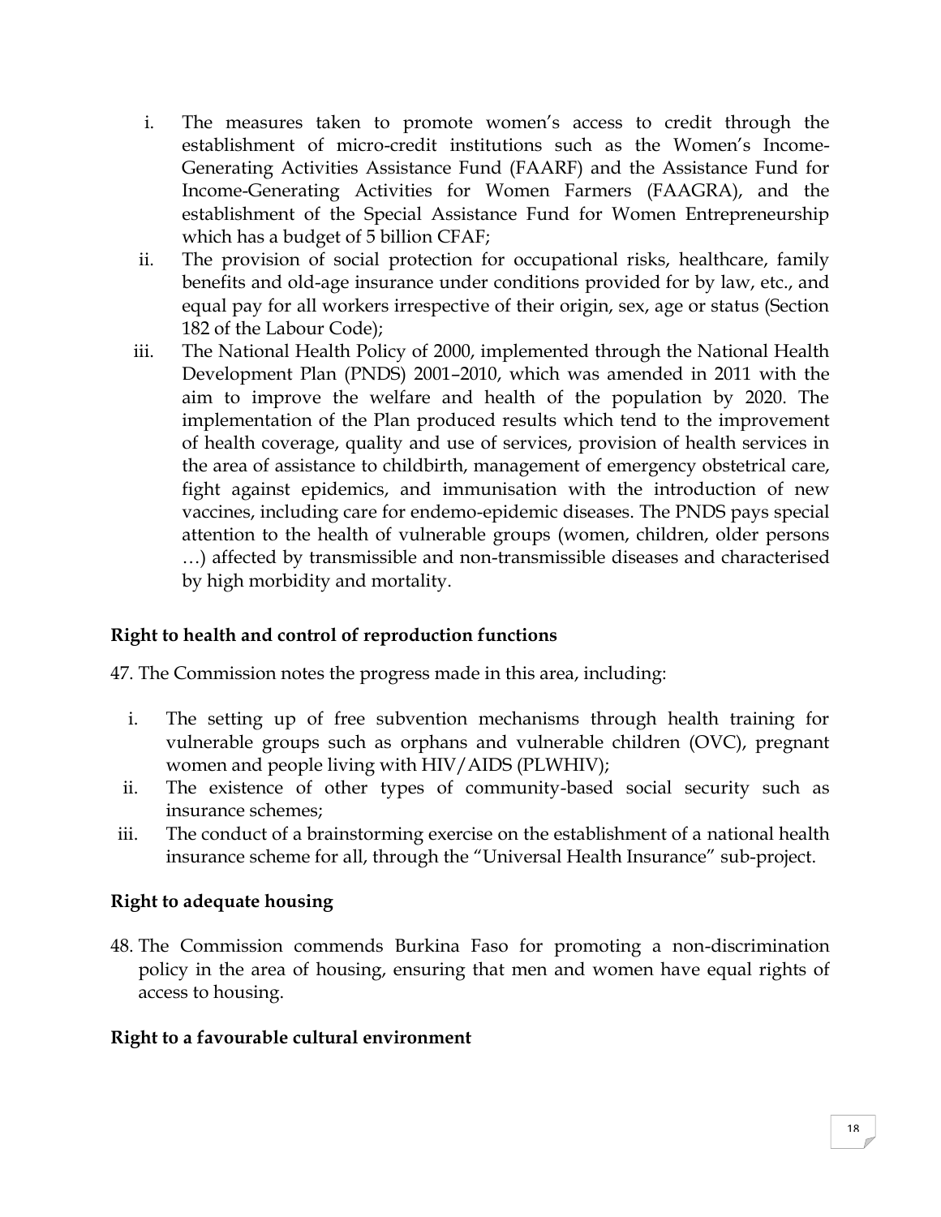i. The measures taken to promote women's access to credit through the establishment of micro-credit institutions such as the Women's Income-Generating Activities Assistance Fund (FAARF) and the Assistance Fund for Income-Generating Activities for Women Farmers (FAAGRA), and the establishment of the Special Assistance Fund for Women Entrepreneurship which has a budget of 5 billion CFAF;
ii. The provision of social protection for occupational risks, healthcare, family benefits and old-age insurance under conditions provided for by law, etc., and equal pay for all workers irrespective of their origin, sex, age or status (Section 182 of the Labour Code);
iii. The National Health Policy of 2000, implemented through the National Health Development Plan (PNDS) 2001–2010, which was amended in 2011 with the aim to improve the welfare and health of the population by 2020. The implementation of the Plan produced results which tend to the improvement of health coverage, quality and use of services, provision of health services in the area of assistance to childbirth, management of emergency obstetrical care, fight against epidemics, and immunisation with the introduction of new vaccines, including care for endemo-epidemic diseases. The PNDS pays special attention to the health of vulnerable groups (women, children, older persons …) affected by transmissible and non-transmissible diseases and characterised by high morbidity and mortality.

**Right to health and control of reproduction functions**

47. The Commission notes the progress made in this area, including:

i. The setting up of free subvention mechanisms through health training for vulnerable groups such as orphans and vulnerable children (OVC), pregnant women and people living with HIV/AIDS (PLWHIV);
ii. The existence of other types of community-based social security such as insurance schemes;
iii. The conduct of a brainstorming exercise on the establishment of a national health insurance scheme for all, through the "Universal Health Insurance" sub-project.

**Right to adequate housing**

48. The Commission commends Burkina Faso for promoting a non-discrimination policy in the area of housing, ensuring that men and women have equal rights of access to housing.

**Right to a favourable cultural environment**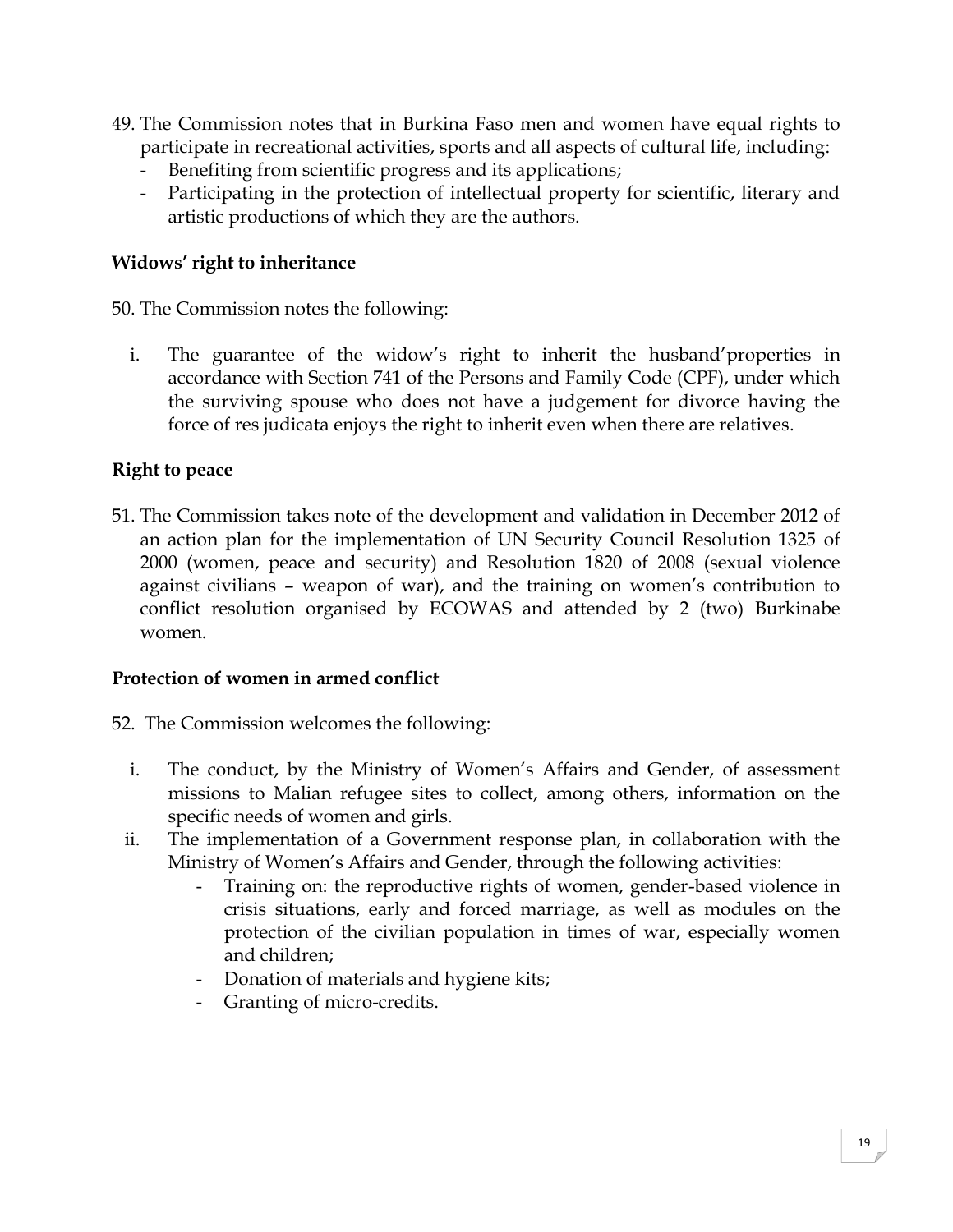49. The Commission notes that in Burkina Faso men and women have equal rights to participate in recreational activities, sports and all aspects of cultural life, including:
    - Benefiting from scientific progress and its applications;
    - Participating in the protection of intellectual property for scientific, literary and artistic productions of which they are the authors.

**Widows' right to inheritance**

50. The Commission notes the following:

    i. The guarantee of the widow's right to inherit the husband'properties in accordance with Section 741 of the Persons and Family Code (CPF), under which the surviving spouse who does not have a judgement for divorce having the force of res judicata enjoys the right to inherit even when there are relatives.

**Right to peace**

51. The Commission takes note of the development and validation in December 2012 of an action plan for the implementation of UN Security Council Resolution 1325 of 2000 (women, peace and security) and Resolution 1820 of 2008 (sexual violence against civilians – weapon of war), and the training on women's contribution to conflict resolution organised by ECOWAS and attended by 2 (two) Burkinabe women.

**Protection of women in armed conflict**

52. The Commission welcomes the following:

    i. The conduct, by the Ministry of Women's Affairs and Gender, of assessment missions to Malian refugee sites to collect, among others, information on the specific needs of women and girls.
    ii. The implementation of a Government response plan, in collaboration with the Ministry of Women's Affairs and Gender, through the following activities:
        - Training on: the reproductive rights of women, gender-based violence in crisis situations, early and forced marriage, as well as modules on the protection of the civilian population in times of war, especially women and children;
        - Donation of materials and hygiene kits;
        - Granting of micro-credits.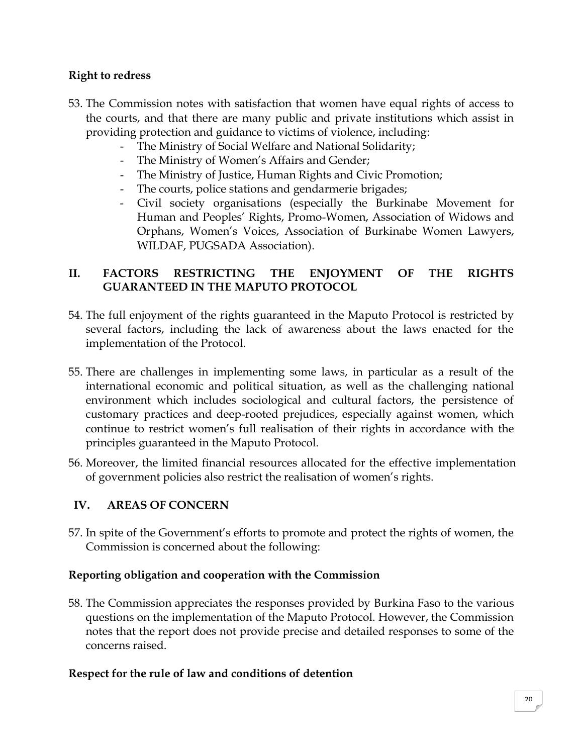**Right to redress**

53. The Commission notes with satisfaction that women have equal rights of access to the courts, and that there are many public and private institutions which assist in providing protection and guidance to victims of violence, including:
    - The Ministry of Social Welfare and National Solidarity;
    - The Ministry of Women's Affairs and Gender;
    - The Ministry of Justice, Human Rights and Civic Promotion;
    - The courts, police stations and gendarmerie brigades;
    - Civil society organisations (especially the Burkinabe Movement for Human and Peoples' Rights, Promo-Women, Association of Widows and Orphans, Women's Voices, Association of Burkinabe Women Lawyers, WILDAF, PUGSADA Association).

## II. FACTORS RESTRICTING THE ENJOYMENT OF THE RIGHTS GUARANTEED IN THE MAPUTO PROTOCOL

54. The full enjoyment of the rights guaranteed in the Maputo Protocol is restricted by several factors, including the lack of awareness about the laws enacted for the implementation of the Protocol.

55. There are challenges in implementing some laws, in particular as a result of the international economic and political situation, as well as the challenging national environment which includes sociological and cultural factors, the persistence of customary practices and deep-rooted prejudices, especially against women, which continue to restrict women's full realisation of their rights in accordance with the principles guaranteed in the Maputo Protocol.

56. Moreover, the limited financial resources allocated for the effective implementation of government policies also restrict the realisation of women's rights.

## IV. AREAS OF CONCERN

57. In spite of the Government's efforts to promote and protect the rights of women, the Commission is concerned about the following:

**Reporting obligation and cooperation with the Commission**

58. The Commission appreciates the responses provided by Burkina Faso to the various questions on the implementation of the Maputo Protocol. However, the Commission notes that the report does not provide precise and detailed responses to some of the concerns raised.

**Respect for the rule of law and conditions of detention**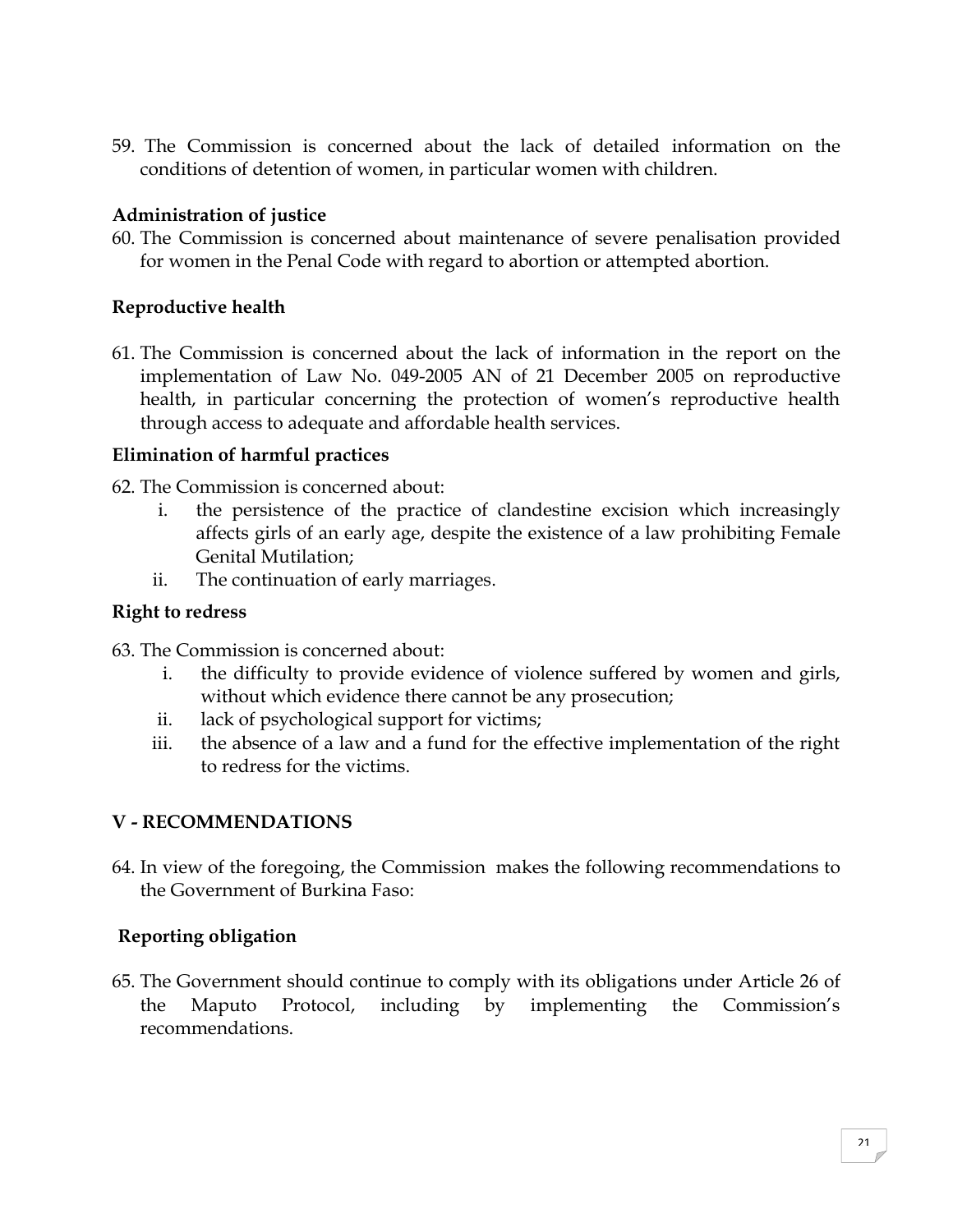59. The Commission is concerned about the lack of detailed information on the conditions of detention of women, in particular women with children.

**Administration of justice**

60. The Commission is concerned about maintenance of severe penalisation provided for women in the Penal Code with regard to abortion or attempted abortion.

**Reproductive health**

61. The Commission is concerned about the lack of information in the report on the implementation of Law No. 049-2005 AN of 21 December 2005 on reproductive health, in particular concerning the protection of women's reproductive health through access to adequate and affordable health services.

**Elimination of harmful practices**

62. The Commission is concerned about:
    i. the persistence of the practice of clandestine excision which increasingly affects girls of an early age, despite the existence of a law prohibiting Female Genital Mutilation;
    ii. The continuation of early marriages.

**Right to redress**

63. The Commission is concerned about:
    i. the difficulty to provide evidence of violence suffered by women and girls, without which evidence there cannot be any prosecution;
    ii. lack of psychological support for victims;
    iii. the absence of a law and a fund for the effective implementation of the right to redress for the victims.

## V - RECOMMENDATIONS

64. In view of the foregoing, the Commission makes the following recommendations to the Government of Burkina Faso:

**Reporting obligation**

65. The Government should continue to comply with its obligations under Article 26 of the Maputo Protocol, including by implementing the Commission's recommendations.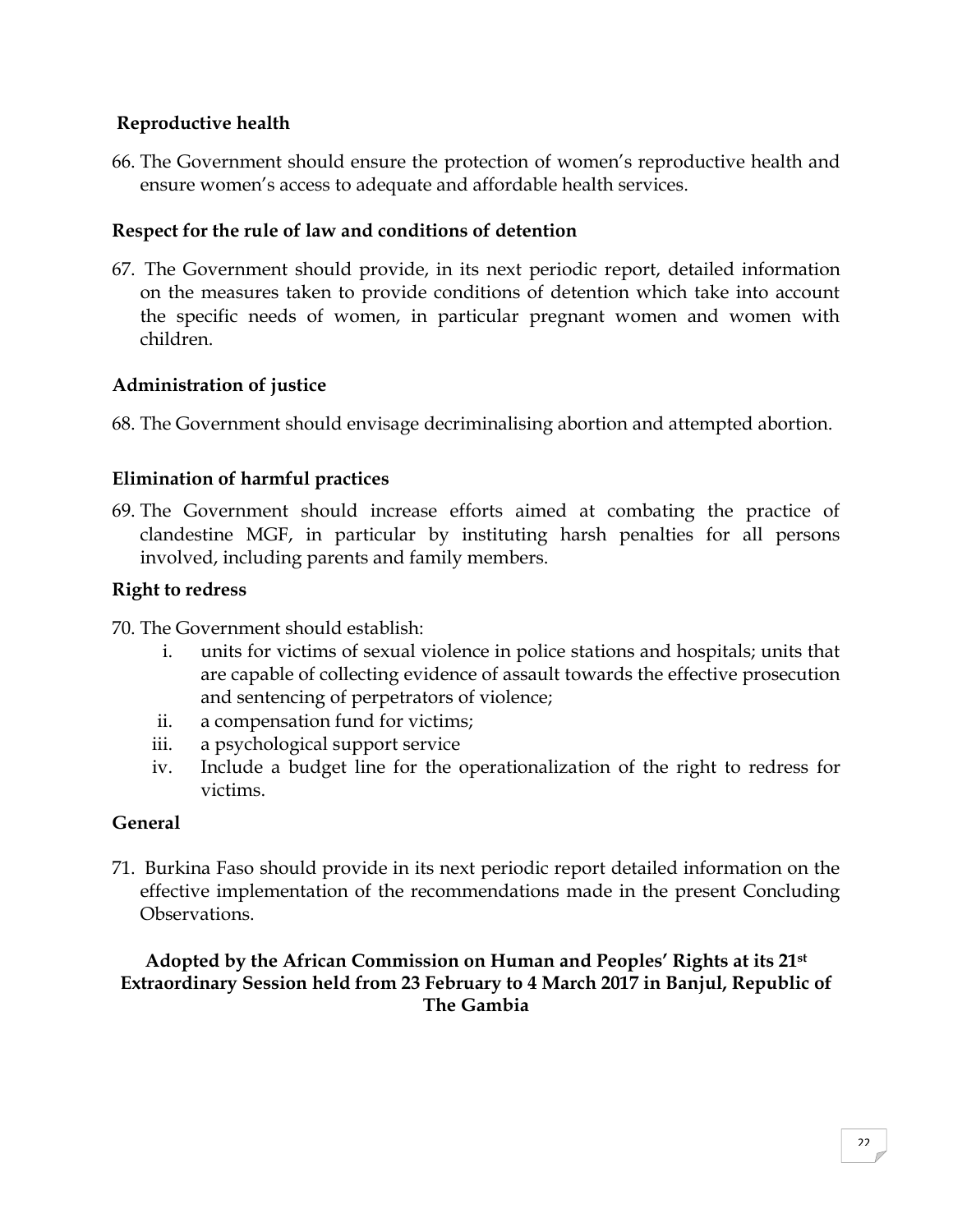**Reproductive health**

66. The Government should ensure the protection of women's reproductive health and ensure women's access to adequate and affordable health services.

**Respect for the rule of law and conditions of detention**

67. The Government should provide, in its next periodic report, detailed information on the measures taken to provide conditions of detention which take into account the specific needs of women, in particular pregnant women and women with children.

**Administration of justice**

68. The Government should envisage decriminalising abortion and attempted abortion.

**Elimination of harmful practices**

69. The Government should increase efforts aimed at combating the practice of clandestine MGF, in particular by instituting harsh penalties for all persons involved, including parents and family members.

**Right to redress**

70. The Government should establish:
    i. units for victims of sexual violence in police stations and hospitals; units that are capable of collecting evidence of assault towards the effective prosecution and sentencing of perpetrators of violence;
    ii. a compensation fund for victims;
    iii. a psychological support service
    iv. Include a budget line for the operationalization of the right to redress for victims.

**General**

71. Burkina Faso should provide in its next periodic report detailed information on the effective implementation of the recommendations made in the present Concluding Observations.

**Adopted by the African Commission on Human and Peoples' Rights at its 21st Extraordinary Session held from 23 February to 4 March 2017 in Banjul, Republic of The Gambia**